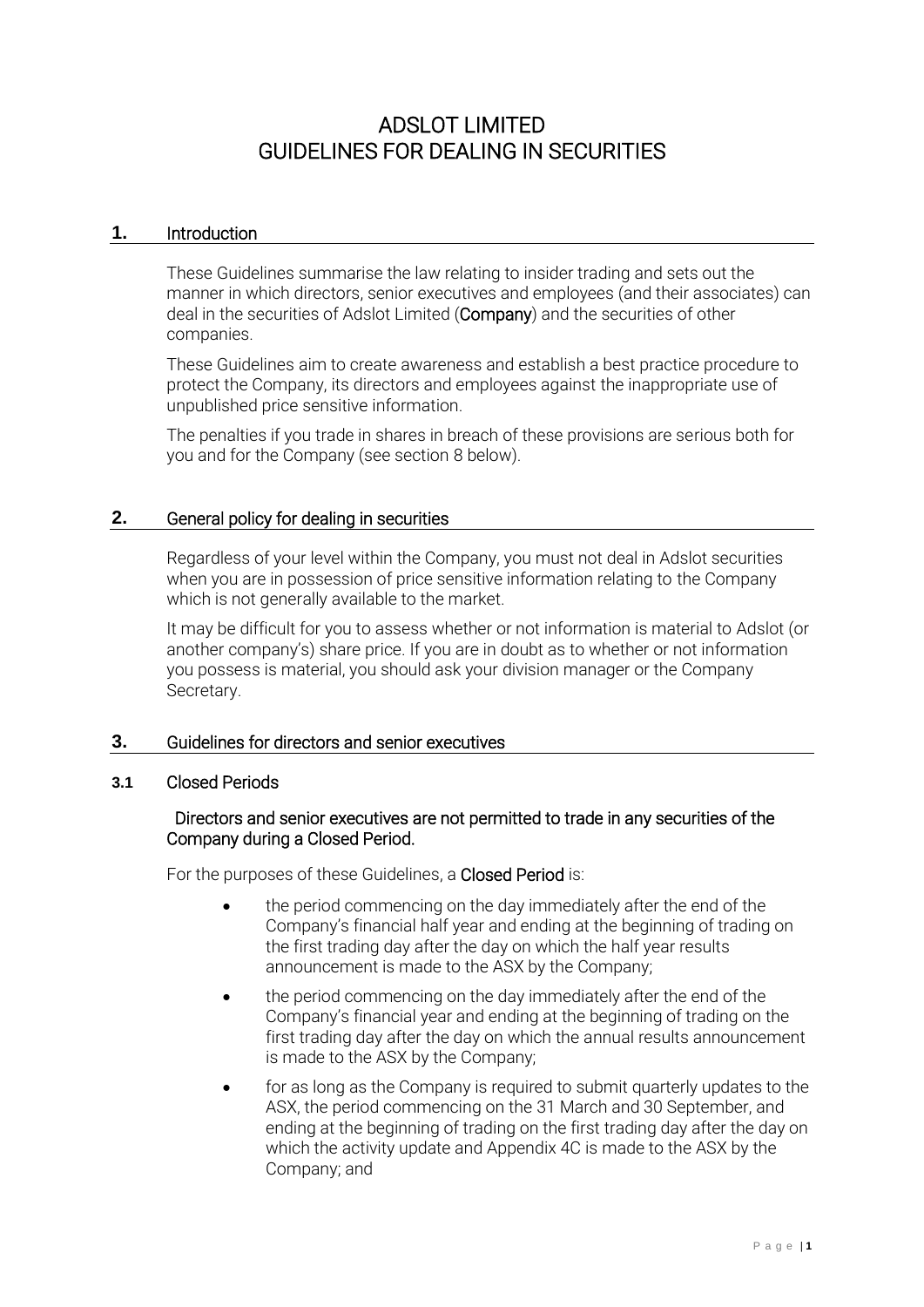# ADSLOT LIMITED
# GUIDELINES FOR DEALING IN SECURITIES

## 1. Introduction

These Guidelines summarise the law relating to insider trading and sets out the manner in which directors, senior executives and employees (and their associates) can deal in the securities of Adslot Limited (**Company**) and the securities of other companies.

These Guidelines aim to create awareness and establish a best practice procedure to protect the Company, its directors and employees against the inappropriate use of unpublished price sensitive information.

The penalties if you trade in shares in breach of these provisions are serious both for you and for the Company (see section 8 below).

## 2. General policy for dealing in securities

Regardless of your level within the Company, you must not deal in Adslot securities when you are in possession of price sensitive information relating to the Company which is not generally available to the market.

It may be difficult for you to assess whether or not information is material to Adslot (or another company's) share price. If you are in doubt as to whether or not information you possess is material, you should ask your division manager or the Company Secretary.

## 3. Guidelines for directors and senior executives

### 3.1 Closed Periods

Directors and senior executives are not permitted to trade in any securities of the Company during a Closed Period.

For the purposes of these Guidelines, a **Closed Period** is:

- the period commencing on the day immediately after the end of the Company's financial half year and ending at the beginning of trading on the first trading day after the day on which the half year results announcement is made to the ASX by the Company;
- the period commencing on the day immediately after the end of the Company's financial year and ending at the beginning of trading on the first trading day after the day on which the annual results announcement is made to the ASX by the Company;
- for as long as the Company is required to submit quarterly updates to the ASX, the period commencing on the 31 March and 30 September, and ending at the beginning of trading on the first trading day after the day on which the activity update and Appendix 4C is made to the ASX by the Company; and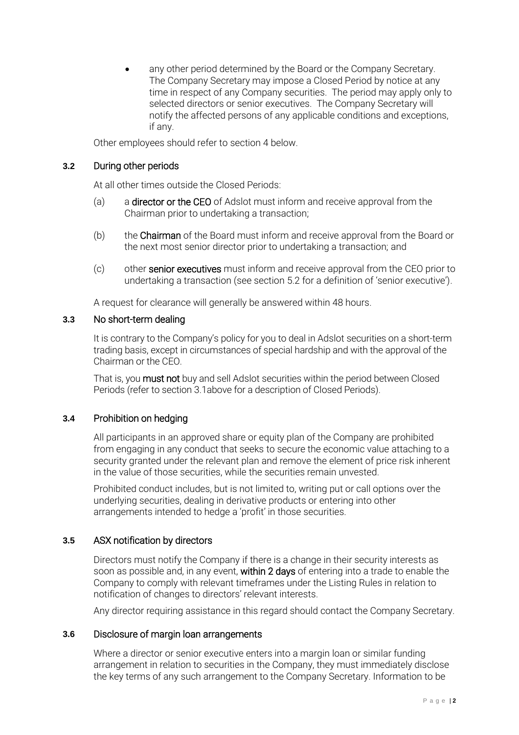- any other period determined by the Board or the Company Secretary. The Company Secretary may impose a Closed Period by notice at any time in respect of any Company securities. The period may apply only to selected directors or senior executives. The Company Secretary will notify the affected persons of any applicable conditions and exceptions, if any.

Other employees should refer to section 4 below.

### 3.2 During other periods

At all other times outside the Closed Periods:

(a) a **director or the CEO** of Adslot must inform and receive approval from the Chairman prior to undertaking a transaction;

(b) the **Chairman** of the Board must inform and receive approval from the Board or the next most senior director prior to undertaking a transaction; and

(c) other **senior executives** must inform and receive approval from the CEO prior to undertaking a transaction (see section 5.2 for a definition of 'senior executive').

A request for clearance will generally be answered within 48 hours.

### 3.3 No short-term dealing

It is contrary to the Company's policy for you to deal in Adslot securities on a short-term trading basis, except in circumstances of special hardship and with the approval of the Chairman or the CEO.

That is, you **must not** buy and sell Adslot securities within the period between Closed Periods (refer to section 3.1above for a description of Closed Periods).

### 3.4 Prohibition on hedging

All participants in an approved share or equity plan of the Company are prohibited from engaging in any conduct that seeks to secure the economic value attaching to a security granted under the relevant plan and remove the element of price risk inherent in the value of those securities, while the securities remain unvested.

Prohibited conduct includes, but is not limited to, writing put or call options over the underlying securities, dealing in derivative products or entering into other arrangements intended to hedge a 'profit' in those securities.

### 3.5 ASX notification by directors

Directors must notify the Company if there is a change in their security interests as soon as possible and, in any event, **within 2 days** of entering into a trade to enable the Company to comply with relevant timeframes under the Listing Rules in relation to notification of changes to directors' relevant interests.

Any director requiring assistance in this regard should contact the Company Secretary.

### 3.6 Disclosure of margin loan arrangements

Where a director or senior executive enters into a margin loan or similar funding arrangement in relation to securities in the Company, they must immediately disclose the key terms of any such arrangement to the Company Secretary. Information to be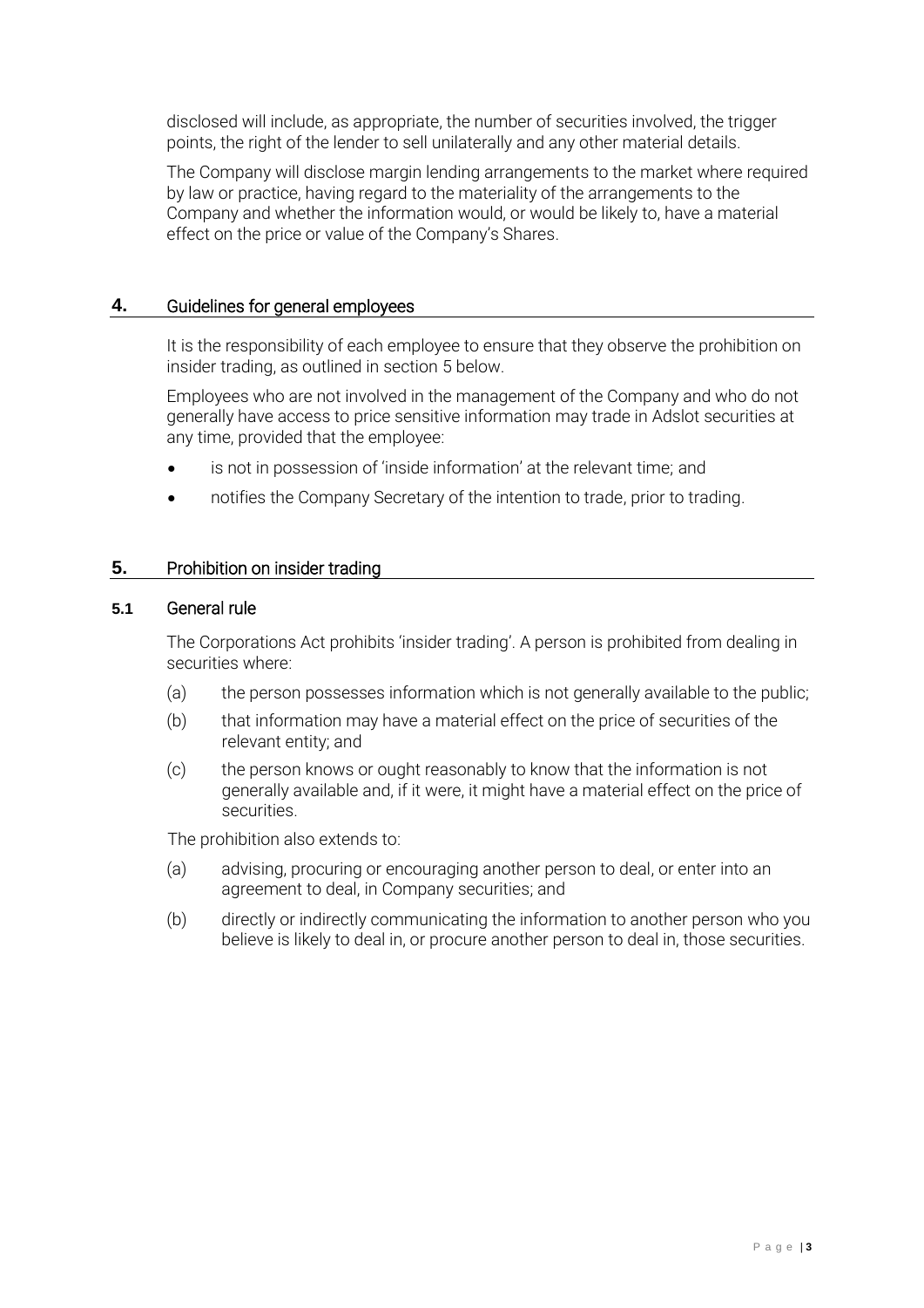disclosed will include, as appropriate, the number of securities involved, the trigger points, the right of the lender to sell unilaterally and any other material details.

The Company will disclose margin lending arrangements to the market where required by law or practice, having regard to the materiality of the arrangements to the Company and whether the information would, or would be likely to, have a material effect on the price or value of the Company's Shares.

## 4. Guidelines for general employees

It is the responsibility of each employee to ensure that they observe the prohibition on insider trading, as outlined in section 5 below.

Employees who are not involved in the management of the Company and who do not generally have access to price sensitive information may trade in Adslot securities at any time, provided that the employee:

- is not in possession of 'inside information' at the relevant time; and
- notifies the Company Secretary of the intention to trade, prior to trading.

## 5. Prohibition on insider trading

### 5.1 General rule

The Corporations Act prohibits 'insider trading'. A person is prohibited from dealing in securities where:

(a) the person possesses information which is not generally available to the public;

(b) that information may have a material effect on the price of securities of the relevant entity; and

(c) the person knows or ought reasonably to know that the information is not generally available and, if it were, it might have a material effect on the price of securities.

The prohibition also extends to:

(a) advising, procuring or encouraging another person to deal, or enter into an agreement to deal, in Company securities; and

(b) directly or indirectly communicating the information to another person who you believe is likely to deal in, or procure another person to deal in, those securities.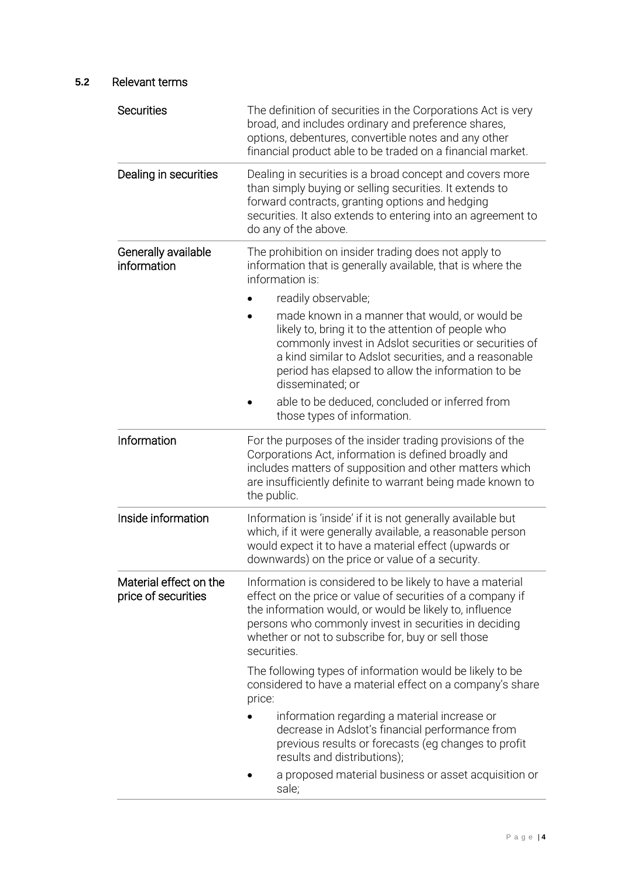### 5.2 Relevant terms

| | |
|---|---|
| Securities | The definition of securities in the Corporations Act is very broad, and includes ordinary and preference shares, options, debentures, convertible notes and any other financial product able to be traded on a financial market. |
| Dealing in securities | Dealing in securities is a broad concept and covers more than simply buying or selling securities. It extends to forward contracts, granting options and hedging securities. It also extends to entering into an agreement to do any of the above. |
| Generally available information | The prohibition on insider trading does not apply to information that is generally available, that is where the information is:<br>• readily observable;<br>• made known in a manner that would, or would be likely to, bring it to the attention of people who commonly invest in Adslot securities or securities of a kind similar to Adslot securities, and a reasonable period has elapsed to allow the information to be disseminated; or<br>• able to be deduced, concluded or inferred from those types of information. |
| Information | For the purposes of the insider trading provisions of the Corporations Act, information is defined broadly and includes matters of supposition and other matters which are insufficiently definite to warrant being made known to the public. |
| Inside information | Information is 'inside' if it is not generally available but which, if it were generally available, a reasonable person would expect it to have a material effect (upwards or downwards) on the price or value of a security. |
| Material effect on the price of securities | Information is considered to be likely to have a material effect on the price or value of securities of a company if the information would, or would be likely to, influence persons who commonly invest in securities in deciding whether or not to subscribe for, buy or sell those securities.<br><br>The following types of information would be likely to be considered to have a material effect on a company's share price:<br>• information regarding a material increase or decrease in Adslot's financial performance from previous results or forecasts (eg changes to profit results and distributions);<br>• a proposed material business or asset acquisition or sale; |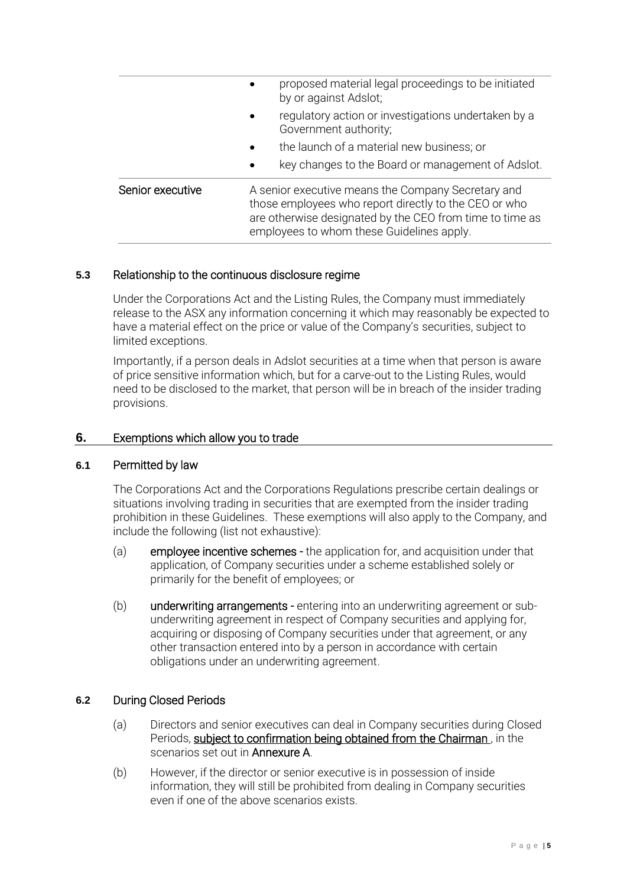| | |
|---|---|
| | • proposed material legal proceedings to be initiated by or against Adslot;<br>• regulatory action or investigations undertaken by a Government authority;<br>• the launch of a material new business; or<br>• key changes to the Board or management of Adslot. |
| Senior executive | A senior executive means the Company Secretary and those employees who report directly to the CEO or who are otherwise designated by the CEO from time to time as employees to whom these Guidelines apply. |

### 5.3 Relationship to the continuous disclosure regime

Under the Corporations Act and the Listing Rules, the Company must immediately release to the ASX any information concerning it which may reasonably be expected to have a material effect on the price or value of the Company's securities, subject to limited exceptions.

Importantly, if a person deals in Adslot securities at a time when that person is aware of price sensitive information which, but for a carve-out to the Listing Rules, would need to be disclosed to the market, that person will be in breach of the insider trading provisions.

## 6. Exemptions which allow you to trade

### 6.1 Permitted by law

The Corporations Act and the Corporations Regulations prescribe certain dealings or situations involving trading in securities that are exempted from the insider trading prohibition in these Guidelines. These exemptions will also apply to the Company, and include the following (list not exhaustive):

(a) **employee incentive schemes** - the application for, and acquisition under that application, of Company securities under a scheme established solely or primarily for the benefit of employees; or

(b) **underwriting arrangements** - entering into an underwriting agreement or sub-underwriting agreement in respect of Company securities and applying for, acquiring or disposing of Company securities under that agreement, or any other transaction entered into by a person in accordance with certain obligations under an underwriting agreement.

### 6.2 During Closed Periods

(a) Directors and senior executives can deal in Company securities during Closed Periods, **subject to confirmation being obtained from the Chairman**, in the scenarios set out in **Annexure A**.

(b) However, if the director or senior executive is in possession of inside information, they will still be prohibited from dealing in Company securities even if one of the above scenarios exists.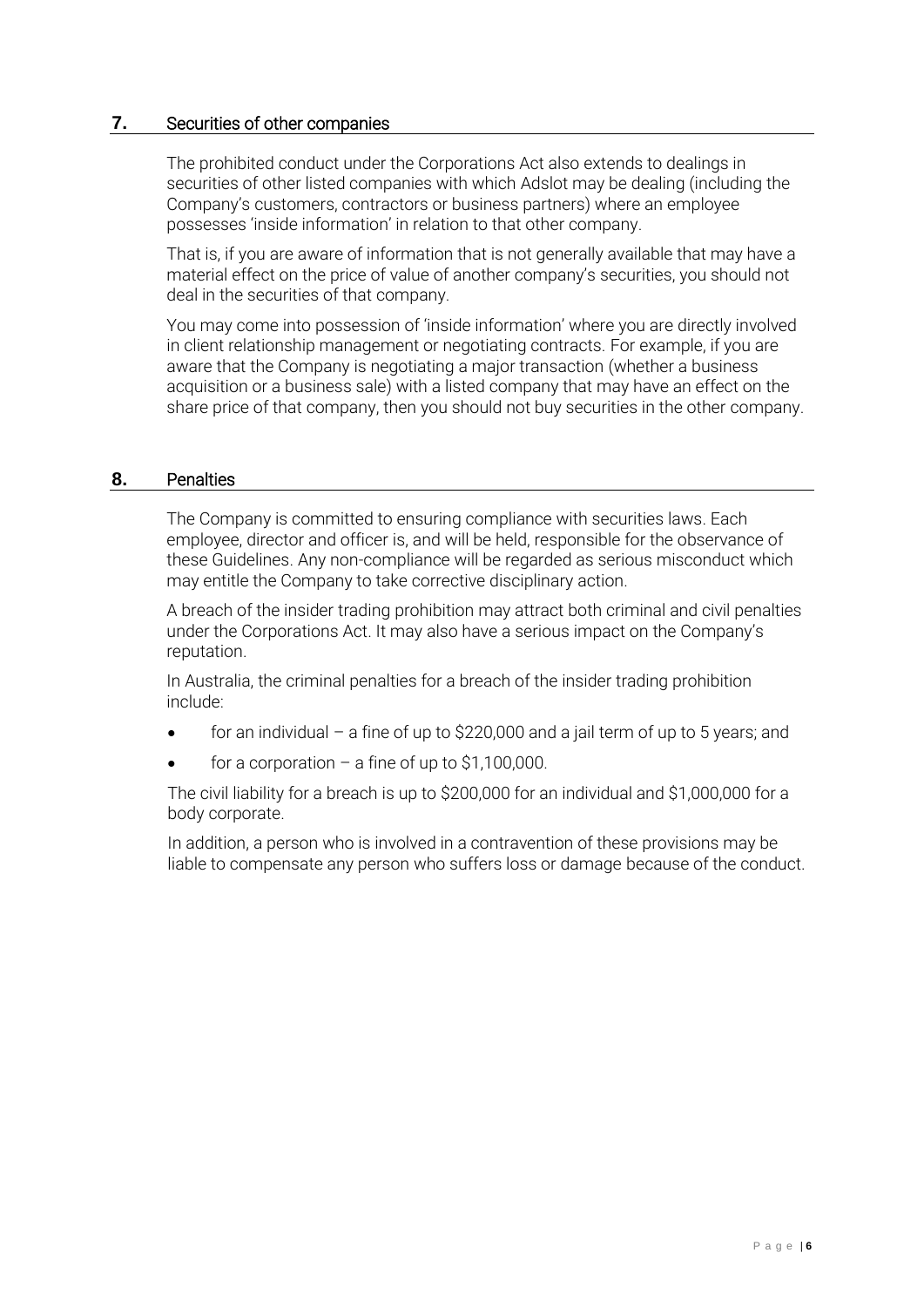## 7. Securities of other companies

The prohibited conduct under the Corporations Act also extends to dealings in securities of other listed companies with which Adslot may be dealing (including the Company's customers, contractors or business partners) where an employee possesses 'inside information' in relation to that other company.

That is, if you are aware of information that is not generally available that may have a material effect on the price of value of another company's securities, you should not deal in the securities of that company.

You may come into possession of 'inside information' where you are directly involved in client relationship management or negotiating contracts. For example, if you are aware that the Company is negotiating a major transaction (whether a business acquisition or a business sale) with a listed company that may have an effect on the share price of that company, then you should not buy securities in the other company.

## 8. Penalties

The Company is committed to ensuring compliance with securities laws. Each employee, director and officer is, and will be held, responsible for the observance of these Guidelines. Any non-compliance will be regarded as serious misconduct which may entitle the Company to take corrective disciplinary action.

A breach of the insider trading prohibition may attract both criminal and civil penalties under the Corporations Act. It may also have a serious impact on the Company's reputation.

In Australia, the criminal penalties for a breach of the insider trading prohibition include:

- for an individual – a fine of up to $220,000 and a jail term of up to 5 years; and
- for a corporation – a fine of up to $1,100,000.

The civil liability for a breach is up to $200,000 for an individual and $1,000,000 for a body corporate.

In addition, a person who is involved in a contravention of these provisions may be liable to compensate any person who suffers loss or damage because of the conduct.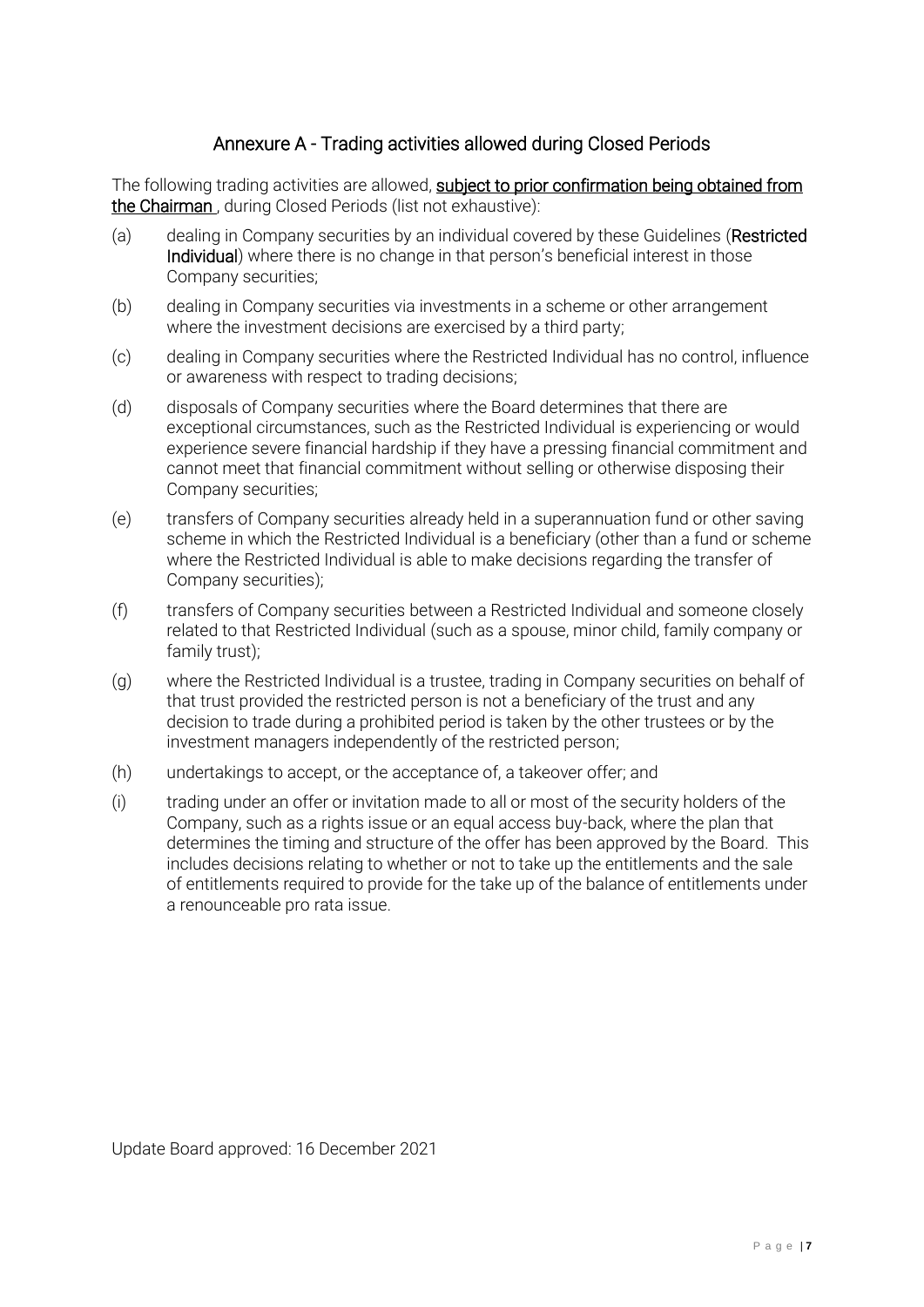## Annexure A - Trading activities allowed during Closed Periods

The following trading activities are allowed, **subject to prior confirmation being obtained from the Chairman** , during Closed Periods (list not exhaustive):

(a) dealing in Company securities by an individual covered by these Guidelines (**Restricted Individual**) where there is no change in that person's beneficial interest in those Company securities;

(b) dealing in Company securities via investments in a scheme or other arrangement where the investment decisions are exercised by a third party;

(c) dealing in Company securities where the Restricted Individual has no control, influence or awareness with respect to trading decisions;

(d) disposals of Company securities where the Board determines that there are exceptional circumstances, such as the Restricted Individual is experiencing or would experience severe financial hardship if they have a pressing financial commitment and cannot meet that financial commitment without selling or otherwise disposing their Company securities;

(e) transfers of Company securities already held in a superannuation fund or other saving scheme in which the Restricted Individual is a beneficiary (other than a fund or scheme where the Restricted Individual is able to make decisions regarding the transfer of Company securities);

(f) transfers of Company securities between a Restricted Individual and someone closely related to that Restricted Individual (such as a spouse, minor child, family company or family trust);

(g) where the Restricted Individual is a trustee, trading in Company securities on behalf of that trust provided the restricted person is not a beneficiary of the trust and any decision to trade during a prohibited period is taken by the other trustees or by the investment managers independently of the restricted person;

(h) undertakings to accept, or the acceptance of, a takeover offer; and

(i) trading under an offer or invitation made to all or most of the security holders of the Company, such as a rights issue or an equal access buy-back, where the plan that determines the timing and structure of the offer has been approved by the Board. This includes decisions relating to whether or not to take up the entitlements and the sale of entitlements required to provide for the take up of the balance of entitlements under a renounceable pro rata issue.

Update Board approved: 16 December 2021